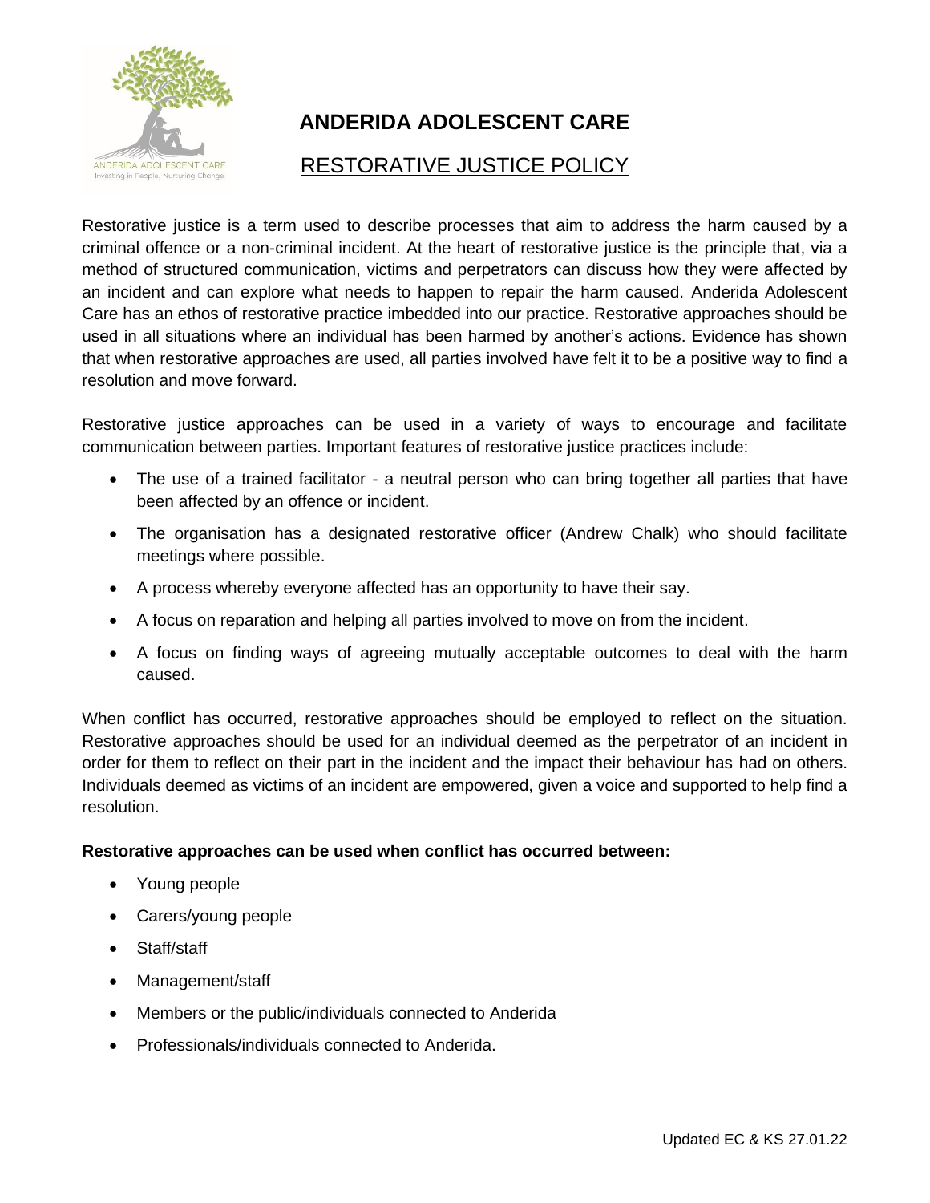# ANDERIDA ADOLESCENT CARE

## RESTORATIVE JUSTICE POLICY

Restorative justice is a term used to describe processes that aim to address the harm caused by a criminal offence or a non-criminal incident. At the heart of restorative justice is the principle that, via a method of structured communication, victims and perpetrators can discuss how they were affected by an incident and can explore what needs to happen to repair the harm caused. Anderida Adolescent Care has an ethos of restorative practice imbedded into our practice. Restorative approaches should be used in all situations where an individual has been harmed by another's actions. Evidence has shown that when restorative approaches are used, all parties involved have felt it to be a positive way to find a resolution and move forward.

Restorative justice approaches can be used in a variety of ways to encourage and facilitate communication between parties. Important features of restorative justice practices include:

- The use of a trained facilitator - a neutral person who can bring together all parties that have been affected by an offence or incident.
- The organisation has a designated restorative officer (Andrew Chalk) who should facilitate meetings where possible.
- A process whereby everyone affected has an opportunity to have their say.
- A focus on reparation and helping all parties involved to move on from the incident.
- A focus on finding ways of agreeing mutually acceptable outcomes to deal with the harm caused.

When conflict has occurred, restorative approaches should be employed to reflect on the situation. Restorative approaches should be used for an individual deemed as the perpetrator of an incident in order for them to reflect on their part in the incident and the impact their behaviour has had on others. Individuals deemed as victims of an incident are empowered, given a voice and supported to help find a resolution.

**Restorative approaches can be used when conflict has occurred between:**

- Young people
- Carers/young people
- Staff/staff
- Management/staff
- Members or the public/individuals connected to Anderida
- Professionals/individuals connected to Anderida.

Updated EC & KS 27.01.22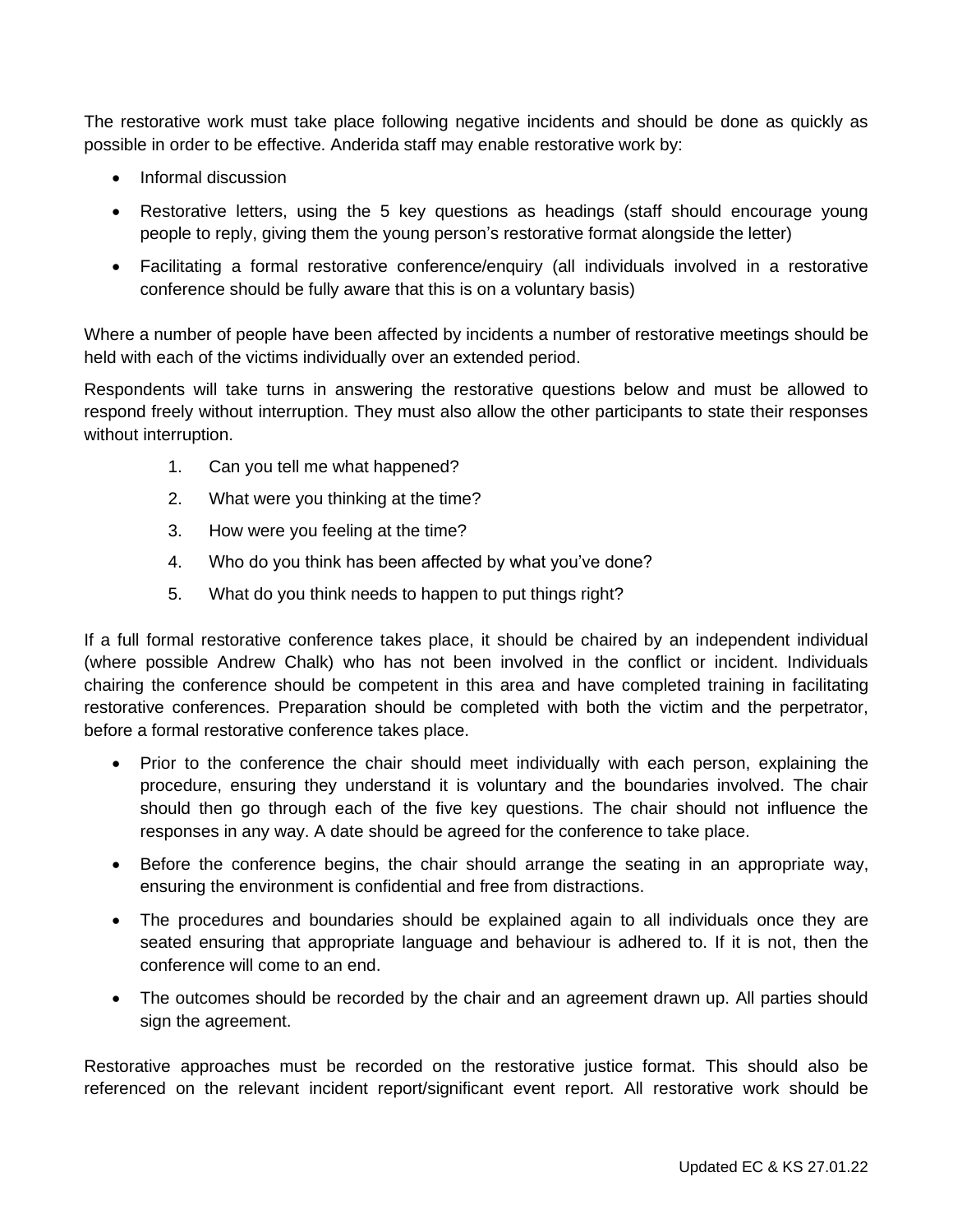The restorative work must take place following negative incidents and should be done as quickly as possible in order to be effective. Anderida staff may enable restorative work by:

- Informal discussion
- Restorative letters, using the 5 key questions as headings (staff should encourage young people to reply, giving them the young person's restorative format alongside the letter)
- Facilitating a formal restorative conference/enquiry (all individuals involved in a restorative conference should be fully aware that this is on a voluntary basis)

Where a number of people have been affected by incidents a number of restorative meetings should be held with each of the victims individually over an extended period.

Respondents will take turns in answering the restorative questions below and must be allowed to respond freely without interruption. They must also allow the other participants to state their responses without interruption.

1. Can you tell me what happened?
2. What were you thinking at the time?
3. How were you feeling at the time?
4. Who do you think has been affected by what you've done?
5. What do you think needs to happen to put things right?

If a full formal restorative conference takes place, it should be chaired by an independent individual (where possible Andrew Chalk) who has not been involved in the conflict or incident. Individuals chairing the conference should be competent in this area and have completed training in facilitating restorative conferences. Preparation should be completed with both the victim and the perpetrator, before a formal restorative conference takes place.

- Prior to the conference the chair should meet individually with each person, explaining the procedure, ensuring they understand it is voluntary and the boundaries involved. The chair should then go through each of the five key questions. The chair should not influence the responses in any way. A date should be agreed for the conference to take place.
- Before the conference begins, the chair should arrange the seating in an appropriate way, ensuring the environment is confidential and free from distractions.
- The procedures and boundaries should be explained again to all individuals once they are seated ensuring that appropriate language and behaviour is adhered to. If it is not, then the conference will come to an end.
- The outcomes should be recorded by the chair and an agreement drawn up. All parties should sign the agreement.

Restorative approaches must be recorded on the restorative justice format. This should also be referenced on the relevant incident report/significant event report. All restorative work should be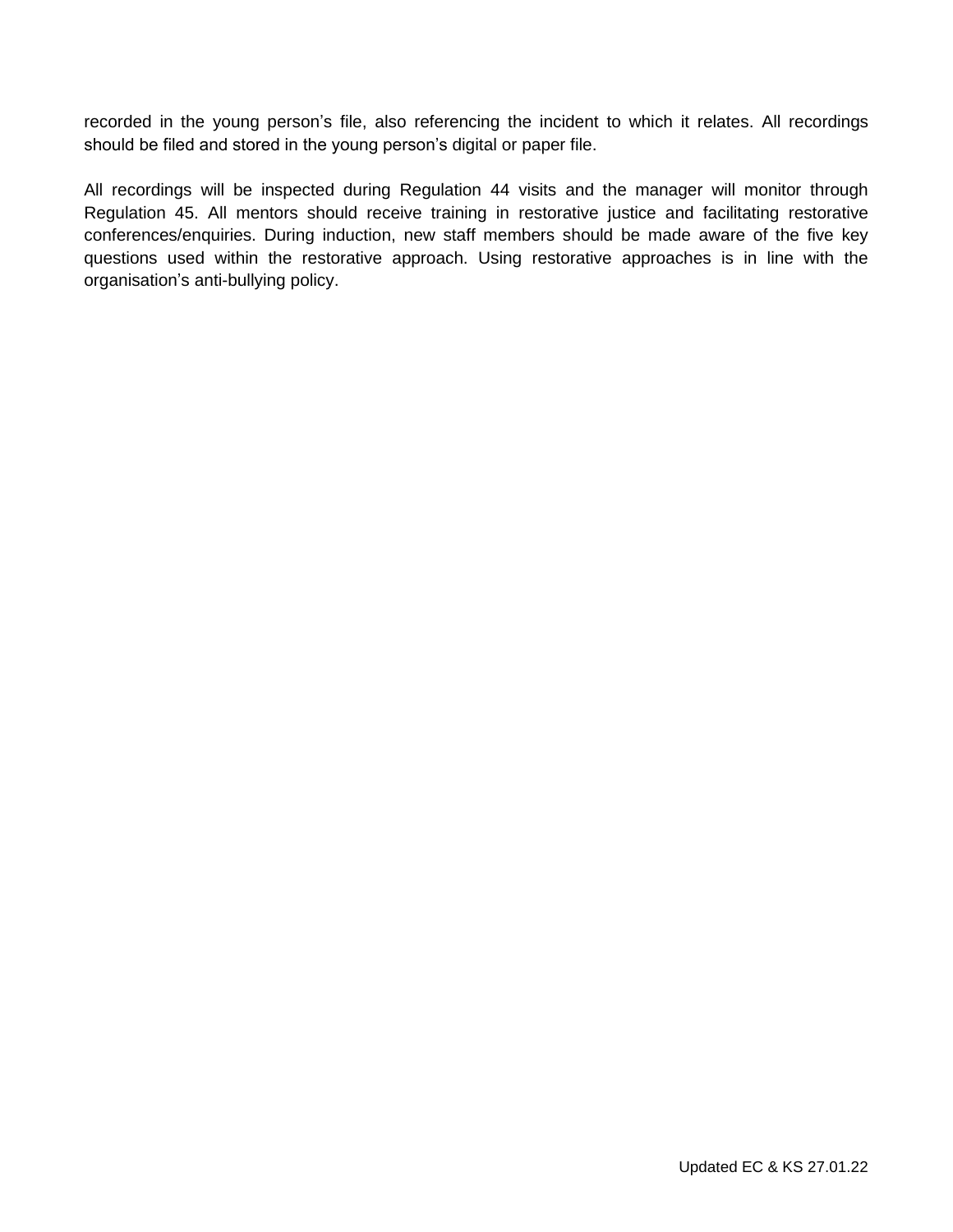recorded in the young person's file, also referencing the incident to which it relates. All recordings should be filed and stored in the young person's digital or paper file.

All recordings will be inspected during Regulation 44 visits and the manager will monitor through Regulation 45. All mentors should receive training in restorative justice and facilitating restorative conferences/enquiries. During induction, new staff members should be made aware of the five key questions used within the restorative approach. Using restorative approaches is in line with the organisation's anti-bullying policy.

Updated EC & KS 27.01.22